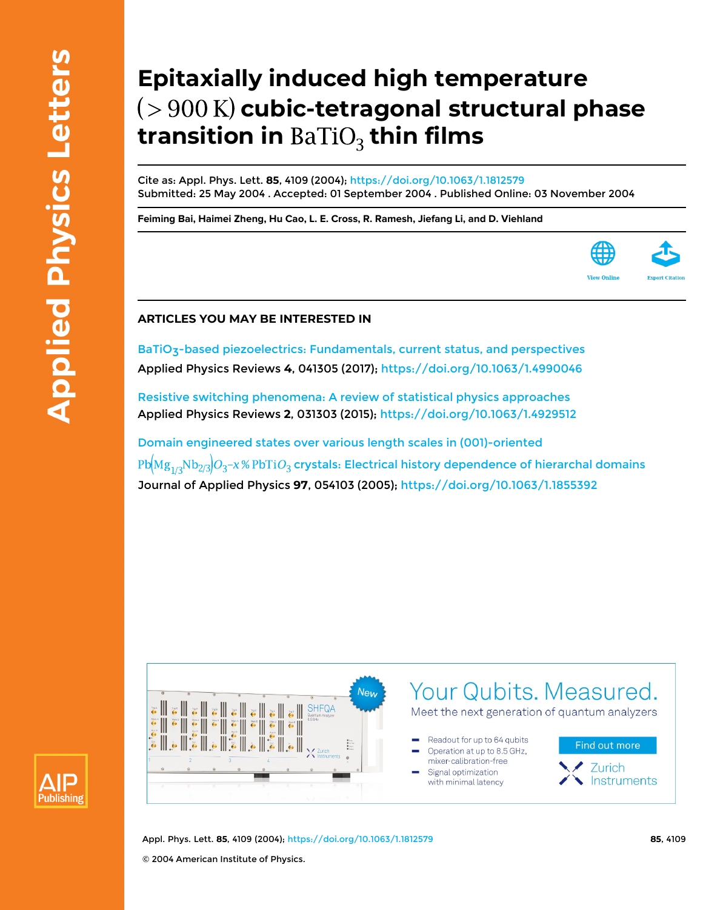# Epitaxially induced high temperature ($> 900$ K) cubic-tetragonal structural phase transition in $BaTiO_3$ thin films

Cite as: Appl. Phys. Lett. **85**, 4109 (2004); https://doi.org/10.1063/1.1812579
Submitted: 25 May 2004 . Accepted: 01 September 2004 . Published Online: 03 November 2004

**Feiming Bai, Haimei Zheng, Hu Cao, L. E. Cross, R. Ramesh, Jiefang Li, and D. Viehland**

View Online

Export Citation

## ARTICLES YOU MAY BE INTERESTED IN

$BaTiO_3$-based piezoelectrics: Fundamentals, current status, and perspectives
Applied Physics Reviews **4**, 041305 (2017); https://doi.org/10.1063/1.4990046

Resistive switching phenomena: A review of statistical physics approaches
Applied Physics Reviews **2**, 031303 (2015); https://doi.org/10.1063/1.4929512

Domain engineered states over various length scales in (001)-oriented $Pb(Mg_{1/3}Nb_{2/3})O_3$–$x\%PbTiO_3$ crystals: Electrical history dependence of hierarchal domains
Journal of Applied Physics **97**, 054103 (2005); https://doi.org/10.1063/1.1855392

© 2004 American Institute of Physics.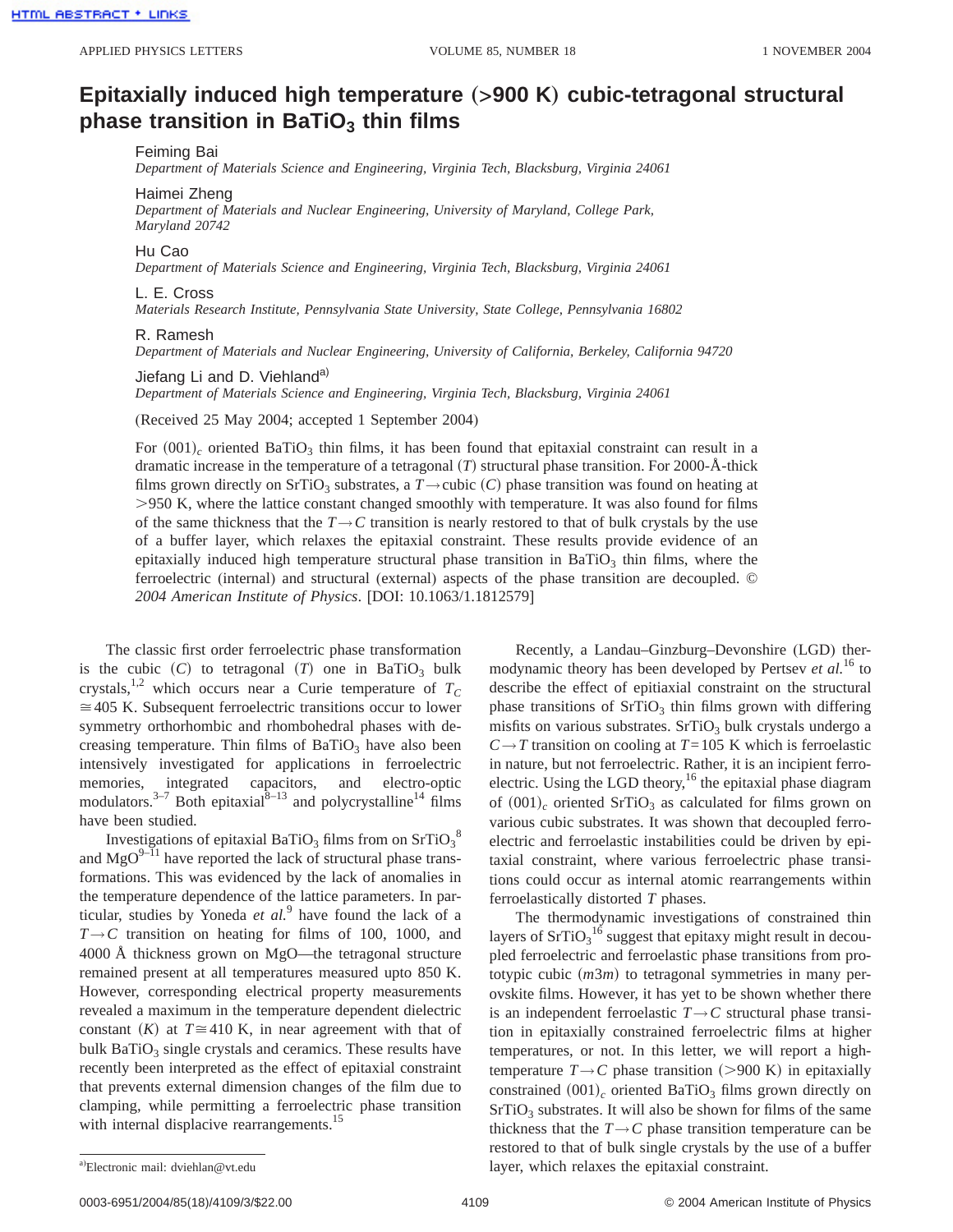# Epitaxially induced high temperature (>900 K) cubic-tetragonal structural phase transition in $BaTiO_3$ thin films

Feiming Bai
*Department of Materials Science and Engineering, Virginia Tech, Blacksburg, Virginia 24061*

Haimei Zheng
*Department of Materials and Nuclear Engineering, University of Maryland, College Park, Maryland 20742*

Hu Cao
*Department of Materials Science and Engineering, Virginia Tech, Blacksburg, Virginia 24061*

L. E. Cross
*Materials Research Institute, Pennsylvania State University, State College, Pennsylvania 16802*

R. Ramesh
*Department of Materials and Nuclear Engineering, University of California, Berkeley, California 94720*

Jiefang Li and D. Viehland[a]
*Department of Materials Science and Engineering, Virginia Tech, Blacksburg, Virginia 24061*

(Received 25 May 2004; accepted 1 September 2004)

For $(001)_c$ oriented $BaTiO_3$ thin films, it has been found that epitaxial constraint can result in a dramatic increase in the temperature of a tetragonal ($T$) structural phase transition. For 2000-Å-thick films grown directly on $SrTiO_3$ substrates, a $T \rightarrow$ cubic ($C$) phase transition was found on heating at >950 K, where the lattice constant changed smoothly with temperature. It was also found for films of the same thickness that the $T \rightarrow C$ transition is nearly restored to that of bulk crystals by the use of a buffer layer, which relaxes the epitaxial constraint. These results provide evidence of an epitaxially induced high temperature structural phase transition in $BaTiO_3$ thin films, where the ferroelectric (internal) and structural (external) aspects of the phase transition are decoupled. © *2004 American Institute of Physics*. [DOI: 10.1063/1.1812579]

The classic first order ferroelectric phase transformation is the cubic ($C$) to tetragonal ($T$) one in $BaTiO_3$ bulk crystals,[1,2] which occurs near a Curie temperature of $T_C \cong 405$ K. Subsequent ferroelectric transitions occur to lower symmetry orthorhombic and rhombohedral phases with decreasing temperature. Thin films of $BaTiO_3$ have also been intensively investigated for applications in ferroelectric memories, integrated capacitors, and electro-optic modulators.[3–7] Both epitaxial[8–13] and polycrystalline[14] films have been studied.

Investigations of epitaxial $BaTiO_3$ films from on $SrTiO_3$[8] and MgO[9–11] have reported the lack of structural phase transformations. This was evidenced by the lack of anomalies in the temperature dependence of the lattice parameters. In particular, studies by Yoneda *et al.*[9] have found the lack of a $T \rightarrow C$ transition on heating for films of 100, 1000, and 4000 Å thickness grown on MgO—the tetragonal structure remained present at all temperatures measured upto 850 K. However, corresponding electrical property measurements revealed a maximum in the temperature dependent dielectric constant ($K$) at $T \cong 410$ K, in near agreement with that of bulk $BaTiO_3$ single crystals and ceramics. These results have recently been interpreted as the effect of epitaxial constraint that prevents external dimension changes of the film due to clamping, while permitting a ferroelectric phase transition with internal displacive rearrangements.[15]

Recently, a Landau–Ginzburg–Devonshire (LGD) thermodynamic theory has been developed by Pertsev *et al.*[16] to describe the effect of epitiaxial constraint on the structural phase transitions of $SrTiO_3$ thin films grown with differing misfits on various substrates. $SrTiO_3$ bulk crystals undergo a $C \rightarrow T$ transition on cooling at $T = 105$ K which is ferroelastic in nature, but not ferroelectric. Rather, it is an incipient ferroelectric. Using the LGD theory,[16] the epitaxial phase diagram of $(001)_c$ oriented $SrTiO_3$ as calculated for films grown on various cubic substrates. It was shown that decoupled ferroelectric and ferroelastic instabilities could be driven by epitaxial constraint, where various ferroelectric phase transitions could occur as internal atomic rearrangements within ferroelastically distorted $T$ phases.

The thermodynamic investigations of constrained thin layers of $SrTiO_3$[16] suggest that epitaxy might result in decoupled ferroelectric and ferroelastic phase transitions from prototypic cubic ($m3m$) to tetragonal symmetries in many perovskite films. However, it has yet to be shown whether there is an independent ferroelastic $T \rightarrow C$ structural phase transition in epitaxially constrained ferroelectric films at higher temperatures, or not. In this letter, we will report a high-temperature $T \rightarrow C$ phase transition (>900 K) in epitaxially constrained $(001)_c$ oriented $BaTiO_3$ films grown directly on $SrTiO_3$ substrates. It will also be shown for films of the same thickness that the $T \rightarrow C$ phase transition temperature can be restored to that of bulk single crystals by the use of a buffer layer, which relaxes the epitaxial constraint.

[a]Electronic mail: dviehlan@vt.edu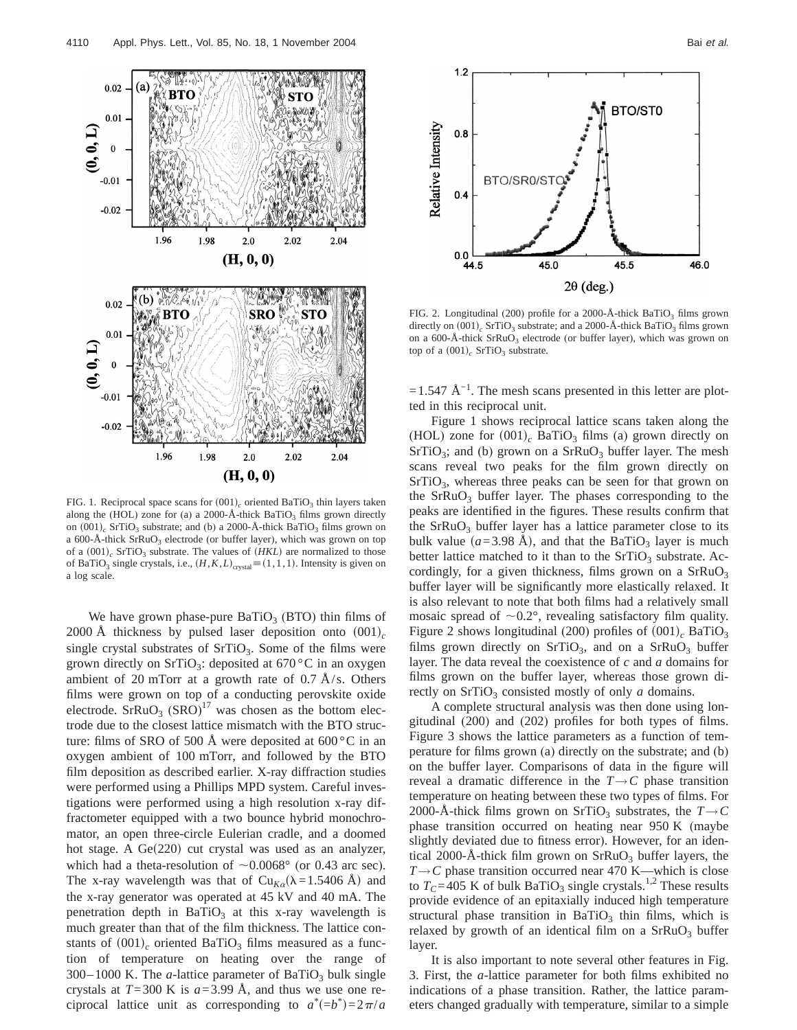FIG. 1. Reciprocal space scans for $(001)_c$ oriented $BaTiO_3$ thin layers taken along the (HOL) zone for (a) a 2000-Å-thick $BaTiO_3$ films grown directly on $(001)_c$ $SrTiO_3$ substrate; and (b) a 2000-Å-thick $BaTiO_3$ films grown on a 600-Å-thick $SrRuO_3$ electrode (or buffer layer), which was grown on top of a $(001)_c$ $SrTiO_3$ substrate. The values of $(HKL)$ are normalized to those of $BaTiO_3$ single crystals, i.e., $(H,K,L)_{crystal} \equiv (1,1,1)$. Intensity is given on a log scale.

We have grown phase-pure $BaTiO_3$ (BTO) thin films of 2000 Å thickness by pulsed laser deposition onto $(001)_c$ single crystal substrates of $SrTiO_3$. Some of the films were grown directly on $SrTiO_3$: deposited at 670 °C in an oxygen ambient of 20 mTorr at a growth rate of 0.7 Å/s. Others films were grown on top of a conducting perovskite oxide electrode. $SrRuO_3$ (SRO)[17] was chosen as the bottom electrode due to the closest lattice mismatch with the BTO structure: films of SRO of 500 Å were deposited at 600 °C in an oxygen ambient of 100 mTorr, and followed by the BTO film deposition as described earlier. X-ray diffraction studies were performed using a Phillips MPD system. Careful investigations were performed using a high resolution x-ray diffractometer equipped with a two bounce hybrid monochromator, an open three-circle Eulerian cradle, and a doomed hot stage. A Ge(220) cut crystal was used as an analyzer, which had a theta-resolution of ~0.0068° (or 0.43 arc sec). The x-ray wavelength was that of $Cu_{K\alpha}$ ($\lambda$=1.5406 Å) and the x-ray generator was operated at 45 kV and 40 mA. The penetration depth in $BaTiO_3$ at this x-ray wavelength is much greater than that of the film thickness. The lattice constants of $(001)_c$ oriented $BaTiO_3$ films measured as a function of temperature on heating over the range of 300–1000 K. The *a*-lattice parameter of $BaTiO_3$ bulk single crystals at $T$=300 K is $a$=3.99 Å, and thus we use one reciprocal lattice unit as corresponding to $a^*(=b^*)=2\pi/a$ =1.547 Å$^{-1}$. The mesh scans presented in this letter are plotted in this reciprocal unit.

FIG. 2. Longitudinal (200) profile for a 2000-Å-thick $BaTiO_3$ films grown directly on $(001)_c$ $SrTiO_3$ substrate; and a 2000-Å-thick $BaTiO_3$ films grown on a 600-Å-thick $SrRuO_3$ electrode (or buffer layer), which was grown on top of a $(001)_c$ $SrTiO_3$ substrate.

Figure 1 shows reciprocal lattice scans taken along the (HOL) zone for $(001)_c$ $BaTiO_3$ films (a) grown directly on $SrTiO_3$; and (b) grown on a $SrRuO_3$ buffer layer. The mesh scans reveal two peaks for the film grown directly on $SrTiO_3$, whereas three peaks can be seen for that grown on the $SrRuO_3$ buffer layer. The phases corresponding to the peaks are identified in the figures. These results confirm that the $SrRuO_3$ buffer layer has a lattice parameter close to its bulk value ($a$=3.98 Å), and that the $BaTiO_3$ layer is much better lattice matched to it than to the $SrTiO_3$ substrate. Accordingly, for a given thickness, films grown on a $SrRuO_3$ buffer layer will be significantly more elastically relaxed. It is also relevant to note that both films had a relatively small mosaic spread of ~0.2°, revealing satisfactory film quality. Figure 2 shows longitudinal (200) profiles of $(001)_c$ $BaTiO_3$ films grown directly on $SrTiO_3$, and on a $SrRuO_3$ buffer layer. The data reveal the coexistence of *c* and *a* domains for films grown on the buffer layer, whereas those grown directly on $SrTiO_3$ consisted mostly of only *a* domains.

A complete structural analysis was then done using longitudinal (200) and (202) profiles for both types of films. Figure 3 shows the lattice parameters as a function of temperature for films grown (a) directly on the substrate; and (b) on the buffer layer. Comparisons of data in the figure will reveal a dramatic difference in the $T \rightarrow C$ phase transition temperature on heating between these two types of films. For 2000-Å-thick films grown on $SrTiO_3$ substrates, the $T \rightarrow C$ phase transition occurred on heating near 950 K (maybe slightly deviated due to fitness error). However, for an identical 2000-Å-thick film grown on $SrRuO_3$ buffer layers, the $T \rightarrow C$ phase transition occurred near 470 K—which is close to $T_C$=405 K of bulk $BaTiO_3$ single crystals.[1,2] These results provide evidence of an epitaxially induced high temperature structural phase transition in $BaTiO_3$ thin films, which is relaxed by growth of an identical film on a $SrRuO_3$ buffer layer.

It is also important to note several other features in Fig. 3. First, the *a*-lattice parameter for both films exhibited no indications of a phase transition. Rather, the lattice parameters changed gradually with temperature, similar to a simple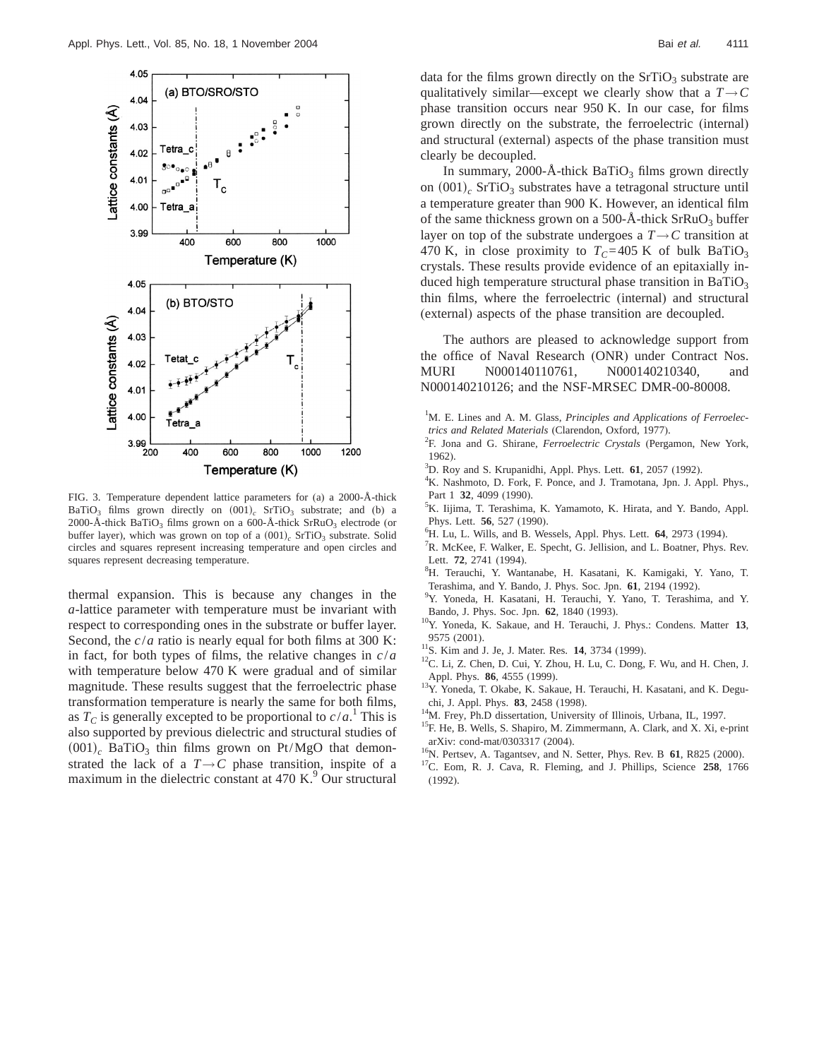(a) BTO/SRO/STO

Lattice constants (Å)

4.05
4.04
4.03
4.02
4.01
4.00
3.99

Tetra_c

Tetra_a

$T_C$

400
600
800
1000

Temperature (K)

(b) BTO/STO

Lattice constants (Å)

4.05
4.04
4.03
4.02
4.01
4.00
3.99

Tetat_c

Tetra_a

$T_c$

200
400
600
800
1000
1200

Temperature (K)

FIG. 3. Temperature dependent lattice parameters for (a) a 2000-Å-thick $BaTiO_3$ films grown directly on $(001)_c$ $SrTiO_3$ substrate; and (b) a 2000-Å-thick $BaTiO_3$ films grown on a 600-Å-thick $SrRuO_3$ electrode (or buffer layer), which was grown on top of a $(001)_c$ $SrTiO_3$ substrate. Solid circles and squares represent increasing temperature and open circles and squares represent decreasing temperature.

thermal expansion. This is because any changes in the *a*-lattice parameter with temperature must be invariant with respect to corresponding ones in the substrate or buffer layer. Second, the $c/a$ ratio is nearly equal for both films at 300 K: in fact, for both types of films, the relative changes in $c/a$ with temperature below 470 K were gradual and of similar magnitude. These results suggest that the ferroelectric phase transformation temperature is nearly the same for both films, as $T_C$ is generally excepted to be proportional to $c/a$.[1] This is also supported by previous dielectric and structural studies of $(001)_c$ $BaTiO_3$ thin films grown on Pt/MgO that demonstrated the lack of a $T \rightarrow C$ phase transition, inspite of a maximum in the dielectric constant at 470 K.[9] Our structural data for the films grown directly on the $SrTiO_3$ substrate are qualitatively similar—except we clearly show that a $T \rightarrow C$ phase transition occurs near 950 K. In our case, for films grown directly on the substrate, the ferroelectric (internal) and structural (external) aspects of the phase transition must clearly be decoupled.

In summary, 2000-Å-thick $BaTiO_3$ films grown directly on $(001)_c$ $SrTiO_3$ substrates have a tetragonal structure until a temperature greater than 900 K. However, an identical film of the same thickness grown on a 500-Å-thick $SrRuO_3$ buffer layer on top of the substrate undergoes a $T \rightarrow C$ transition at 470 K, in close proximity to $T_C = 405$ K of bulk $BaTiO_3$ crystals. These results provide evidence of an epitaxially induced high temperature structural phase transition in $BaTiO_3$ thin films, where the ferroelectric (internal) and structural (external) aspects of the phase transition are decoupled.

The authors are pleased to acknowledge support from the office of Naval Research (ONR) under Contract Nos. MURI N000140110761, N000140210340, and N000140210126; and the NSF-MRSEC DMR-00-80008.

[1] M. E. Lines and A. M. Glass, *Principles and Applications of Ferroelectrics and Related Materials* (Clarendon, Oxford, 1977).
[2] F. Jona and G. Shirane, *Ferroelectric Crystals* (Pergamon, New York, 1962).
[3] D. Roy and S. Krupanidhi, Appl. Phys. Lett. **61**, 2057 (1992).
[4] K. Nashmoto, D. Fork, F. Ponce, and J. Tramotana, Jpn. J. Appl. Phys., Part 1 **32**, 4099 (1990).
[5] K. Iijima, T. Terashima, K. Yamamoto, K. Hirata, and Y. Bando, Appl. Phys. Lett. **56**, 527 (1990).
[6] H. Lu, L. Wills, and B. Wessels, Appl. Phys. Lett. **64**, 2973 (1994).
[7] R. McKee, F. Walker, E. Specht, G. Jellision, and L. Boatner, Phys. Rev. Lett. **72**, 2741 (1994).
[8] H. Terauchi, Y. Wantanabe, H. Kasatani, K. Kamigaki, Y. Yano, T. Terashima, and Y. Bando, J. Phys. Soc. Jpn. **61**, 2194 (1992).
[9] Y. Yoneda, H. Kasatani, H. Terauchi, Y. Yano, T. Terashima, and Y. Bando, J. Phys. Soc. Jpn. **62**, 1840 (1993).
[10] Y. Yoneda, K. Sakaue, and H. Terauchi, J. Phys.: Condens. Matter **13**, 9575 (2001).
[11] S. Kim and J. Je, J. Mater. Res. **14**, 3734 (1999).
[12] C. Li, Z. Chen, D. Cui, Y. Zhou, H. Lu, C. Dong, F. Wu, and H. Chen, J. Appl. Phys. **86**, 4555 (1999).
[13] Y. Yoneda, T. Okabe, K. Sakaue, H. Terauchi, H. Kasatani, and K. Deguchi, J. Appl. Phys. **83**, 2458 (1998).
[14] M. Frey, Ph.D dissertation, University of Illinois, Urbana, IL, 1997.
[15] F. He, B. Wells, S. Shapiro, M. Zimmermann, A. Clark, and X. Xi, e-print arXiv: cond-mat/0303317 (2004).
[16] N. Pertsev, A. Tagantsev, and N. Setter, Phys. Rev. B **61**, R825 (2000).
[17] C. Eom, R. J. Cava, R. Fleming, and J. Phillips, Science **258**, 1766 (1992).